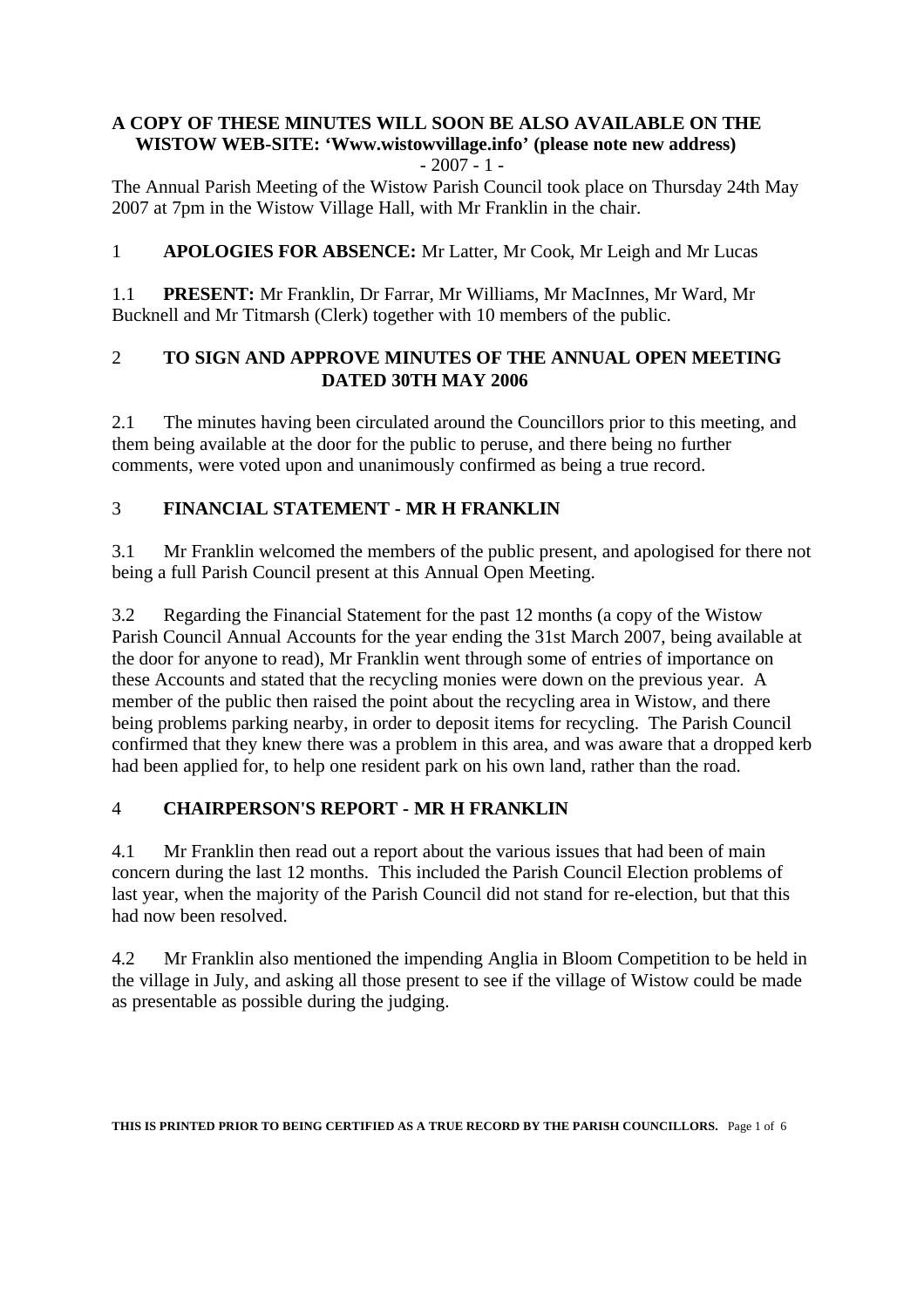**A COPY OF THESE MINUTES WILL SOON BE ALSO AVAILABLE ON THE WISTOW WEB-SITE: 'Www.wistowvillage.info' (please note new address)**

- 2007 - 1 -

The Annual Parish Meeting of the Wistow Parish Council took place on Thursday 24th May 2007 at 7pm in the Wistow Village Hall, with Mr Franklin in the chair.

1 **APOLOGIES FOR ABSENCE:** Mr Latter, Mr Cook, Mr Leigh and Mr Lucas

1.1 **PRESENT:** Mr Franklin, Dr Farrar, Mr Williams, Mr MacInnes, Mr Ward, Mr Bucknell and Mr Titmarsh (Clerk) together with 10 members of the public.

## 2 TO SIGN AND APPROVE MINUTES OF THE ANNUAL OPEN MEETING DATED 30TH MAY 2006

2.1 The minutes having been circulated around the Councillors prior to this meeting, and them being available at the door for the public to peruse, and there being no further comments, were voted upon and unanimously confirmed as being a true record.

## 3 FINANCIAL STATEMENT - MR H FRANKLIN

3.1 Mr Franklin welcomed the members of the public present, and apologised for there not being a full Parish Council present at this Annual Open Meeting.

3.2 Regarding the Financial Statement for the past 12 months (a copy of the Wistow Parish Council Annual Accounts for the year ending the 31st March 2007, being available at the door for anyone to read), Mr Franklin went through some of entries of importance on these Accounts and stated that the recycling monies were down on the previous year. A member of the public then raised the point about the recycling area in Wistow, and there being problems parking nearby, in order to deposit items for recycling. The Parish Council confirmed that they knew there was a problem in this area, and was aware that a dropped kerb had been applied for, to help one resident park on his own land, rather than the road.

## 4 CHAIRPERSON'S REPORT - MR H FRANKLIN

4.1 Mr Franklin then read out a report about the various issues that had been of main concern during the last 12 months. This included the Parish Council Election problems of last year, when the majority of the Parish Council did not stand for re-election, but that this had now been resolved.

4.2 Mr Franklin also mentioned the impending Anglia in Bloom Competition to be held in the village in July, and asking all those present to see if the village of Wistow could be made as presentable as possible during the judging.

**THIS IS PRINTED PRIOR TO BEING CERTIFIED AS A TRUE RECORD BY THE PARISH COUNCILLORS.**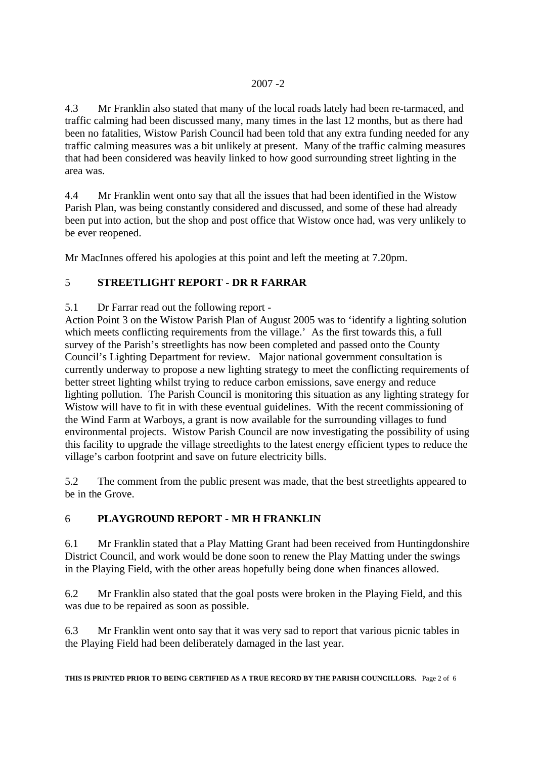4.3 Mr Franklin also stated that many of the local roads lately had been re-tarmaced, and traffic calming had been discussed many, many times in the last 12 months, but as there had been no fatalities, Wistow Parish Council had been told that any extra funding needed for any traffic calming measures was a bit unlikely at present. Many of the traffic calming measures that had been considered was heavily linked to how good surrounding street lighting in the area was.

4.4 Mr Franklin went onto say that all the issues that had been identified in the Wistow Parish Plan, was being constantly considered and discussed, and some of these had already been put into action, but the shop and post office that Wistow once had, was very unlikely to be ever reopened.

Mr MacInnes offered his apologies at this point and left the meeting at 7.20pm.

## 5 STREETLIGHT REPORT - DR R FARRAR

5.1 Dr Farrar read out the following report -
Action Point 3 on the Wistow Parish Plan of August 2005 was to 'identify a lighting solution which meets conflicting requirements from the village.' As the first towards this, a full survey of the Parish's streetlights has now been completed and passed onto the County Council's Lighting Department for review. Major national government consultation is currently underway to propose a new lighting strategy to meet the conflicting requirements of better street lighting whilst trying to reduce carbon emissions, save energy and reduce lighting pollution. The Parish Council is monitoring this situation as any lighting strategy for Wistow will have to fit in with these eventual guidelines. With the recent commissioning of the Wind Farm at Warboys, a grant is now available for the surrounding villages to fund environmental projects. Wistow Parish Council are now investigating the possibility of using this facility to upgrade the village streetlights to the latest energy efficient types to reduce the village's carbon footprint and save on future electricity bills.

5.2 The comment from the public present was made, that the best streetlights appeared to be in the Grove.

## 6 PLAYGROUND REPORT - MR H FRANKLIN

6.1 Mr Franklin stated that a Play Matting Grant had been received from Huntingdonshire District Council, and work would be done soon to renew the Play Matting under the swings in the Playing Field, with the other areas hopefully being done when finances allowed.

6.2 Mr Franklin also stated that the goal posts were broken in the Playing Field, and this was due to be repaired as soon as possible.

6.3 Mr Franklin went onto say that it was very sad to report that various picnic tables in the Playing Field had been deliberately damaged in the last year.

**THIS IS PRINTED PRIOR TO BEING CERTIFIED AS A TRUE RECORD BY THE PARISH COUNCILLORS.**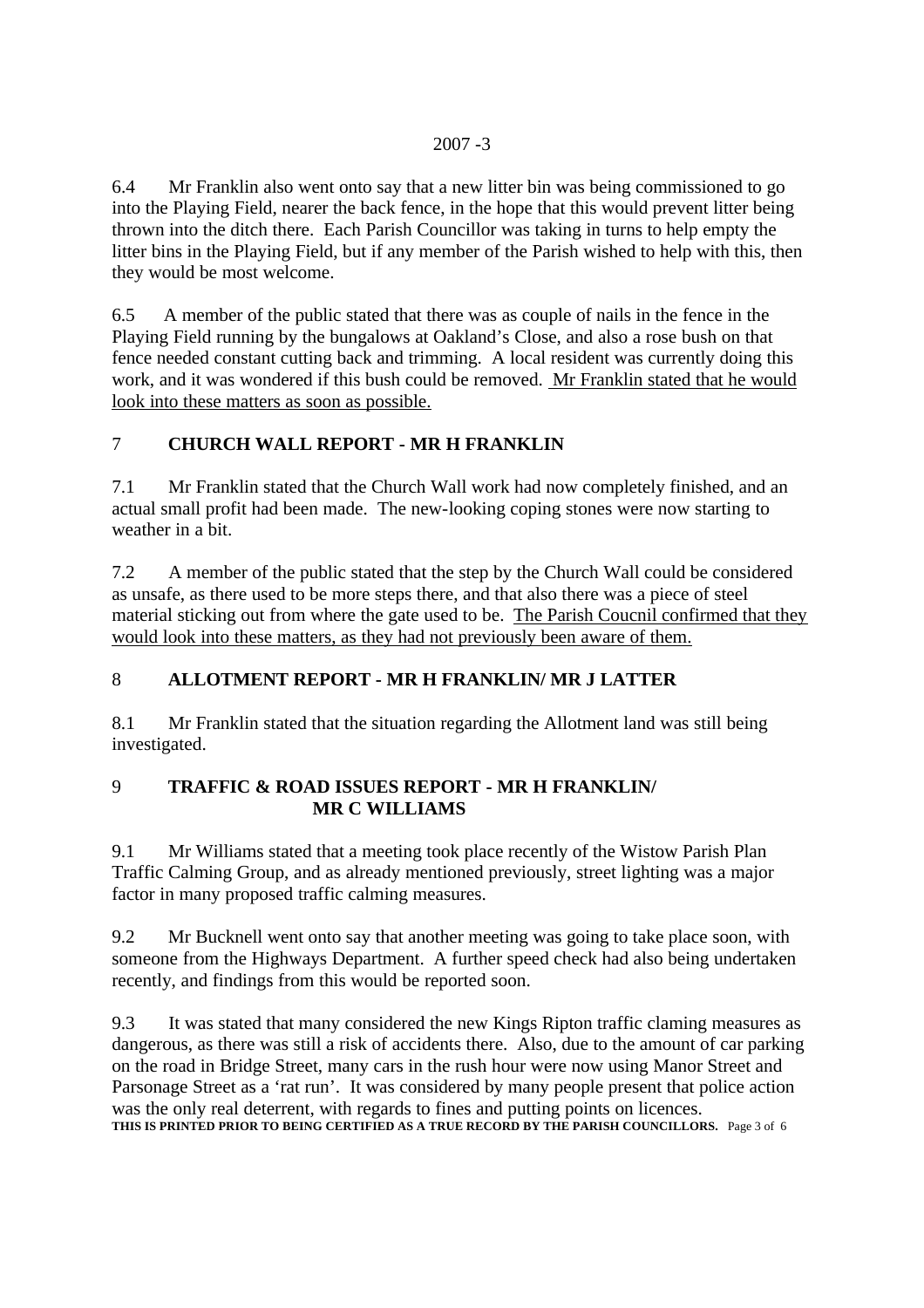6.4 Mr Franklin also went onto say that a new litter bin was being commissioned to go into the Playing Field, nearer the back fence, in the hope that this would prevent litter being thrown into the ditch there. Each Parish Councillor was taking in turns to help empty the litter bins in the Playing Field, but if any member of the Parish wished to help with this, then they would be most welcome.

6.5 A member of the public stated that there was as couple of nails in the fence in the Playing Field running by the bungalows at Oakland's Close, and also a rose bush on that fence needed constant cutting back and trimming. A local resident was currently doing this work, and it was wondered if this bush could be removed. <u>Mr Franklin stated that he would look into these matters as soon as possible.</u>

## 7 CHURCH WALL REPORT - MR H FRANKLIN

7.1 Mr Franklin stated that the Church Wall work had now completely finished, and an actual small profit had been made. The new-looking coping stones were now starting to weather in a bit.

7.2 A member of the public stated that the step by the Church Wall could be considered as unsafe, as there used to be more steps there, and that also there was a piece of steel material sticking out from where the gate used to be. <u>The Parish Coucnil confirmed that they would look into these matters, as they had not previously been aware of them.</u>

## 8 ALLOTMENT REPORT - MR H FRANKLIN/ MR J LATTER

8.1 Mr Franklin stated that the situation regarding the Allotment land was still being investigated.

## 9 TRAFFIC & ROAD ISSUES REPORT - MR H FRANKLIN/ MR C WILLIAMS

9.1 Mr Williams stated that a meeting took place recently of the Wistow Parish Plan Traffic Calming Group, and as already mentioned previously, street lighting was a major factor in many proposed traffic calming measures.

9.2 Mr Bucknell went onto say that another meeting was going to take place soon, with someone from the Highways Department. A further speed check had also being undertaken recently, and findings from this would be reported soon.

9.3 It was stated that many considered the new Kings Ripton traffic claming measures as dangerous, as there was still a risk of accidents there. Also, due to the amount of car parking on the road in Bridge Street, many cars in the rush hour were now using Manor Street and Parsonage Street as a 'rat run'. It was considered by many people present that police action was the only real deterrent, with regards to fines and putting points on licences.

**THIS IS PRINTED PRIOR TO BEING CERTIFIED AS A TRUE RECORD BY THE PARISH COUNCILLORS.**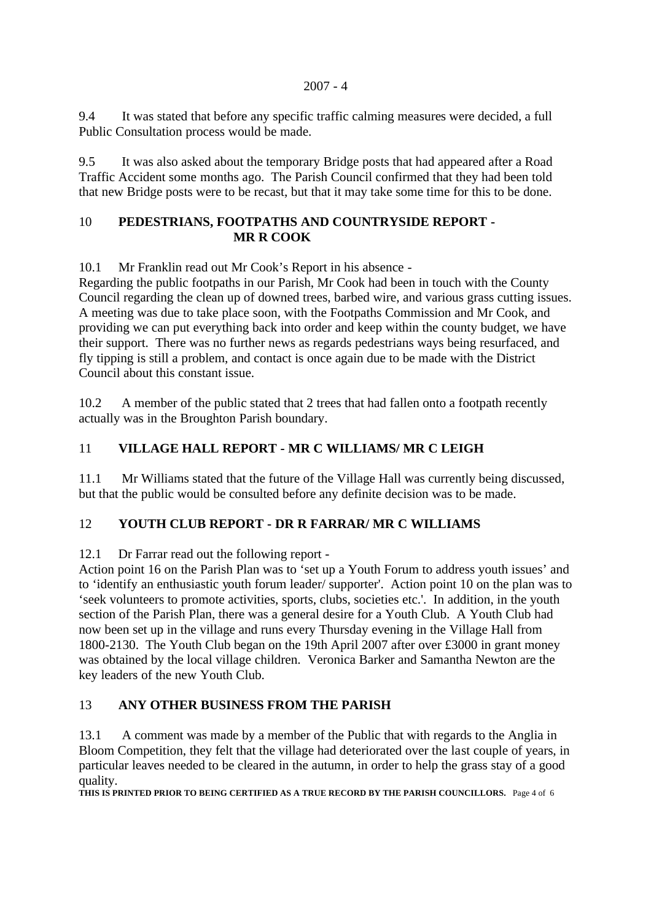9.4 It was stated that before any specific traffic calming measures were decided, a full Public Consultation process would be made.

9.5 It was also asked about the temporary Bridge posts that had appeared after a Road Traffic Accident some months ago. The Parish Council confirmed that they had been told that new Bridge posts were to be recast, but that it may take some time for this to be done.

## 10 PEDESTRIANS, FOOTPATHS AND COUNTRYSIDE REPORT - MR R COOK

10.1 Mr Franklin read out Mr Cook's Report in his absence -
Regarding the public footpaths in our Parish, Mr Cook had been in touch with the County Council regarding the clean up of downed trees, barbed wire, and various grass cutting issues. A meeting was due to take place soon, with the Footpaths Commission and Mr Cook, and providing we can put everything back into order and keep within the county budget, we have their support. There was no further news as regards pedestrians ways being resurfaced, and fly tipping is still a problem, and contact is once again due to be made with the District Council about this constant issue.

10.2 A member of the public stated that 2 trees that had fallen onto a footpath recently actually was in the Broughton Parish boundary.

## 11 VILLAGE HALL REPORT - MR C WILLIAMS/ MR C LEIGH

11.1 Mr Williams stated that the future of the Village Hall was currently being discussed, but that the public would be consulted before any definite decision was to be made.

## 12 YOUTH CLUB REPORT - DR R FARRAR/ MR C WILLIAMS

12.1 Dr Farrar read out the following report -
Action point 16 on the Parish Plan was to 'set up a Youth Forum to address youth issues' and to 'identify an enthusiastic youth forum leader/ supporter'. Action point 10 on the plan was to 'seek volunteers to promote activities, sports, clubs, societies etc.'. In addition, in the youth section of the Parish Plan, there was a general desire for a Youth Club. A Youth Club had now been set up in the village and runs every Thursday evening in the Village Hall from 1800-2130. The Youth Club began on the 19th April 2007 after over £3000 in grant money was obtained by the local village children. Veronica Barker and Samantha Newton are the key leaders of the new Youth Club.

## 13 ANY OTHER BUSINESS FROM THE PARISH

13.1 A comment was made by a member of the Public that with regards to the Anglia in Bloom Competition, they felt that the village had deteriorated over the last couple of years, in particular leaves needed to be cleared in the autumn, in order to help the grass stay of a good quality.

**THIS IS PRINTED PRIOR TO BEING CERTIFIED AS A TRUE RECORD BY THE PARISH COUNCILLORS.**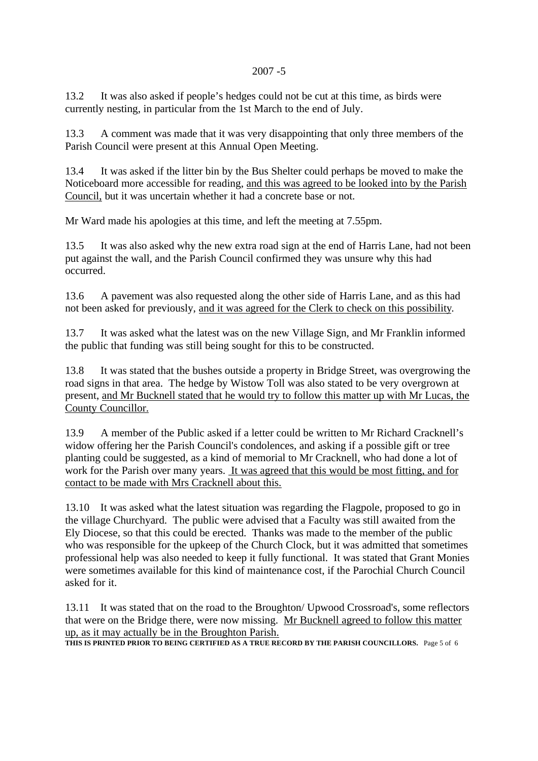13.2 It was also asked if people's hedges could not be cut at this time, as birds were currently nesting, in particular from the 1st March to the end of July.

13.3 A comment was made that it was very disappointing that only three members of the Parish Council were present at this Annual Open Meeting.

13.4 It was asked if the litter bin by the Bus Shelter could perhaps be moved to make the Noticeboard more accessible for reading, <u>and this was agreed to be looked into by the Parish Council,</u> but it was uncertain whether it had a concrete base or not.

Mr Ward made his apologies at this time, and left the meeting at 7.55pm.

13.5 It was also asked why the new extra road sign at the end of Harris Lane, had not been put against the wall, and the Parish Council confirmed they was unsure why this had occurred.

13.6 A pavement was also requested along the other side of Harris Lane, and as this had not been asked for previously, <u>and it was agreed for the Clerk to check on this possibility</u>.

13.7 It was asked what the latest was on the new Village Sign, and Mr Franklin informed the public that funding was still being sought for this to be constructed.

13.8 It was stated that the bushes outside a property in Bridge Street, was overgrowing the road signs in that area. The hedge by Wistow Toll was also stated to be very overgrown at present, <u>and Mr Bucknell stated that he would try to follow this matter up with Mr Lucas, the County Councillor.</u>

13.9 A member of the Public asked if a letter could be written to Mr Richard Cracknell's widow offering her the Parish Council's condolences, and asking if a possible gift or tree planting could be suggested, as a kind of memorial to Mr Cracknell, who had done a lot of work for the Parish over many years. <u>It was agreed that this would be most fitting, and for contact to be made with Mrs Cracknell about this.</u>

13.10 It was asked what the latest situation was regarding the Flagpole, proposed to go in the village Churchyard. The public were advised that a Faculty was still awaited from the Ely Diocese, so that this could be erected. Thanks was made to the member of the public who was responsible for the upkeep of the Church Clock, but it was admitted that sometimes professional help was also needed to keep it fully functional. It was stated that Grant Monies were sometimes available for this kind of maintenance cost, if the Parochial Church Council asked for it.

13.11 It was stated that on the road to the Broughton/ Upwood Crossroad's, some reflectors that were on the Bridge there, were now missing. <u>Mr Bucknell agreed to follow this matter up, as it may actually be in the Broughton Parish.</u>

**THIS IS PRINTED PRIOR TO BEING CERTIFIED AS A TRUE RECORD BY THE PARISH COUNCILLORS.**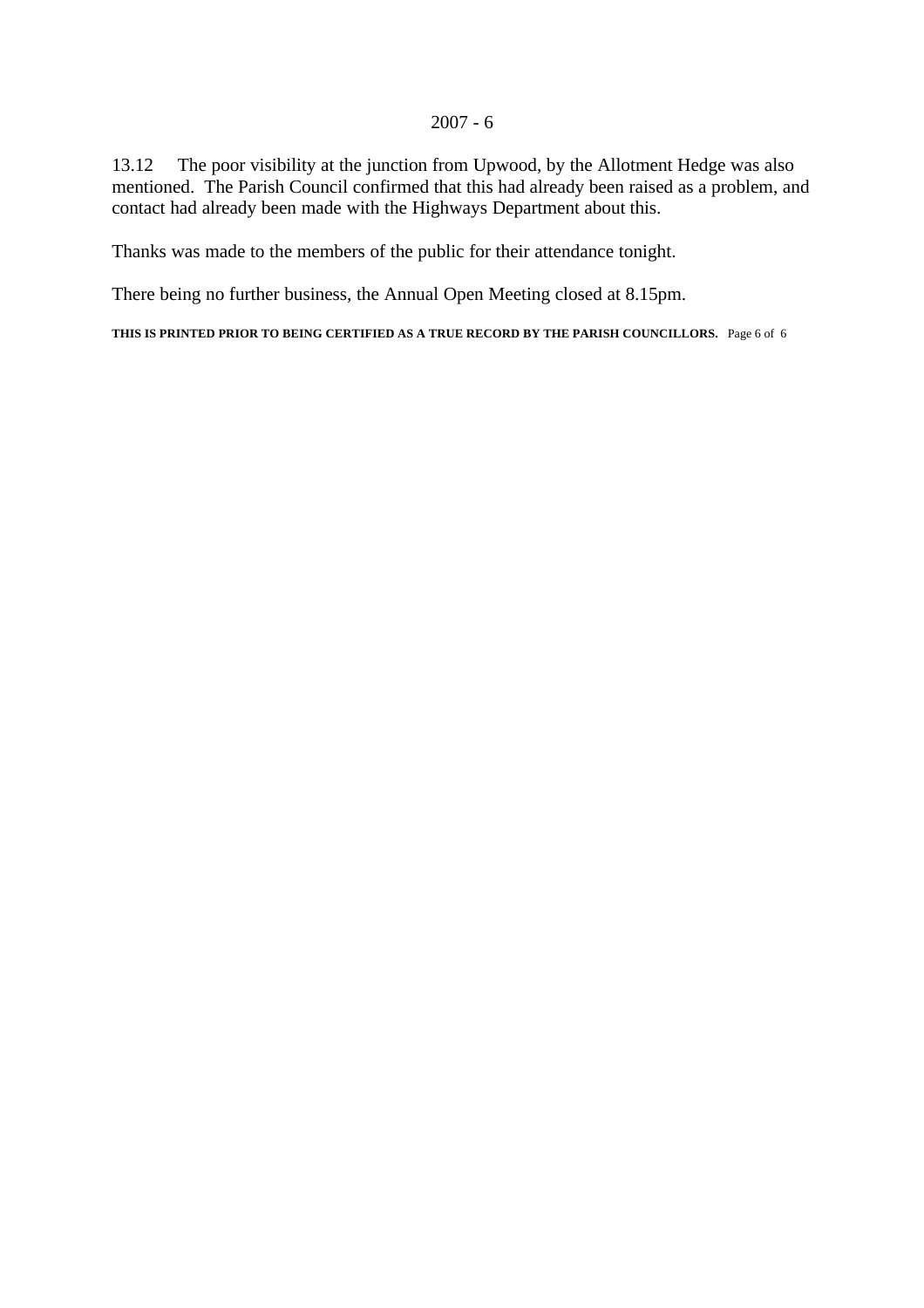13.12 The poor visibility at the junction from Upwood, by the Allotment Hedge was also mentioned. The Parish Council confirmed that this had already been raised as a problem, and contact had already been made with the Highways Department about this.

Thanks was made to the members of the public for their attendance tonight.

There being no further business, the Annual Open Meeting closed at 8.15pm.

**THIS IS PRINTED PRIOR TO BEING CERTIFIED AS A TRUE RECORD BY THE PARISH COUNCILLORS.**